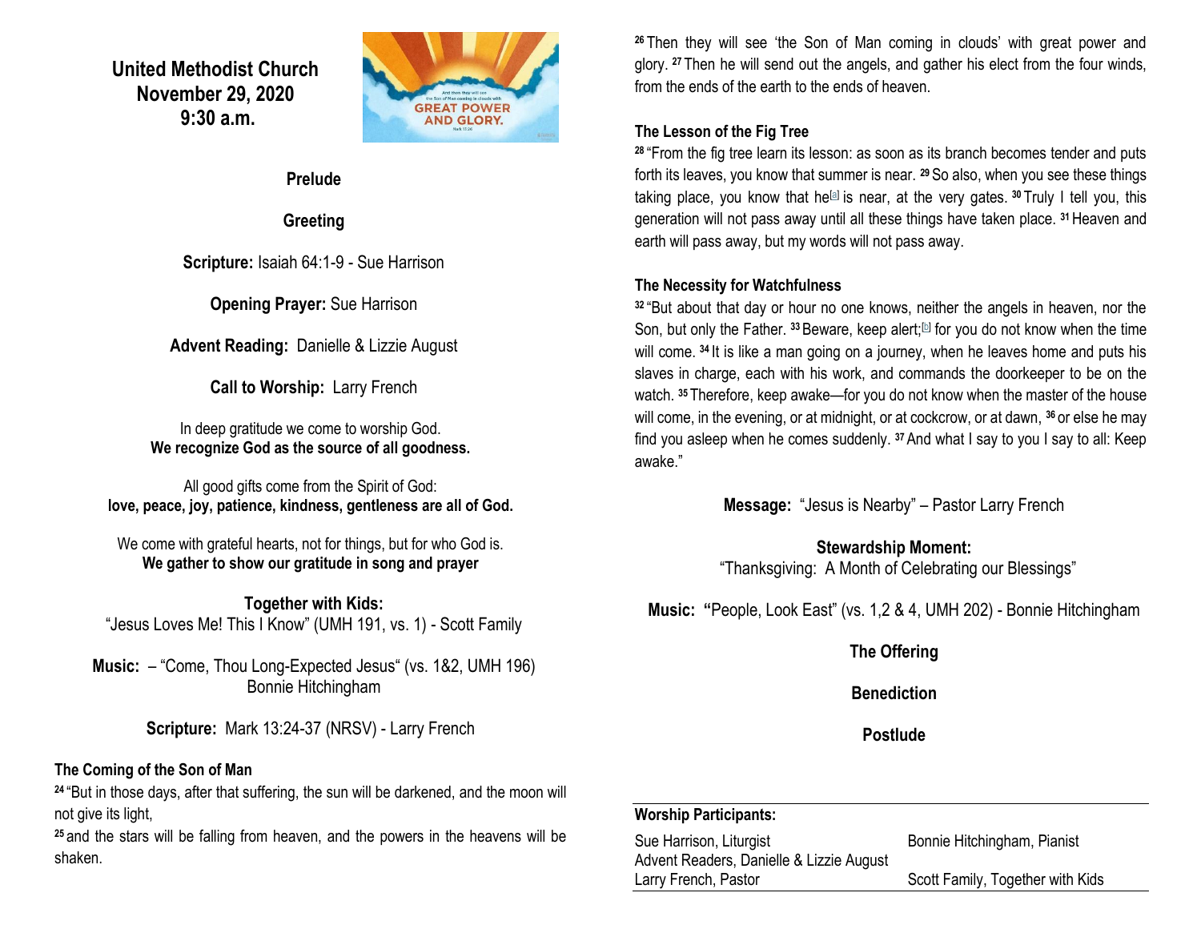# United Methodist Church
## November 29, 2020
## 9:30 a.m.

**Prelude**

**Greeting**

**Scripture:** Isaiah 64:1-9 - Sue Harrison

**Opening Prayer:** Sue Harrison

**Advent Reading:** Danielle & Lizzie August

**Call to Worship:** Larry French

In deep gratitude we come to worship God.
**We recognize God as the source of all goodness.**

All good gifts come from the Spirit of God:
**love, peace, joy, patience, kindness, gentleness are all of God.**

We come with grateful hearts, not for things, but for who God is.
**We gather to show our gratitude in song and prayer**

**Together with Kids:**
"Jesus Loves Me! This I Know" (UMH 191, vs. 1) - Scott Family

**Music:** – "Come, Thou Long-Expected Jesus" (vs. 1&2, UMH 196)
Bonnie Hitchingham

**Scripture:** Mark 13:24-37 (NRSV) - Larry French

**The Coming of the Son of Man**

[24] "But in those days, after that suffering, the sun will be darkened, and the moon will not give its light,
[25] and the stars will be falling from heaven, and the powers in the heavens will be shaken.
[26] Then they will see 'the Son of Man coming in clouds' with great power and glory. [27] Then he will send out the angels, and gather his elect from the four winds, from the ends of the earth to the ends of heaven.

**The Lesson of the Fig Tree**

[28] "From the fig tree learn its lesson: as soon as its branch becomes tender and puts forth its leaves, you know that summer is near. [29] So also, when you see these things taking place, you know that he[a] is near, at the very gates. [30] Truly I tell you, this generation will not pass away until all these things have taken place. [31] Heaven and earth will pass away, but my words will not pass away.

**The Necessity for Watchfulness**

[32] "But about that day or hour no one knows, neither the angels in heaven, nor the Son, but only the Father. [33] Beware, keep alert;[b] for you do not know when the time will come. [34] It is like a man going on a journey, when he leaves home and puts his slaves in charge, each with his work, and commands the doorkeeper to be on the watch. [35] Therefore, keep awake—for you do not know when the master of the house will come, in the evening, or at midnight, or at cockcrow, or at dawn, [36] or else he may find you asleep when he comes suddenly. [37] And what I say to you I say to all: Keep awake."

**Message:** "Jesus is Nearby" – Pastor Larry French

**Stewardship Moment:**
"Thanksgiving: A Month of Celebrating our Blessings"

**Music: "**People, Look East" (vs. 1,2 & 4, UMH 202) - Bonnie Hitchingham

**The Offering**

**Benediction**

**Postlude**

**Worship Participants:**

Sue Harrison, Liturgist
Advent Readers, Danielle & Lizzie August
Larry French, Pastor
Bonnie Hitchingham, Pianist
Scott Family, Together with Kids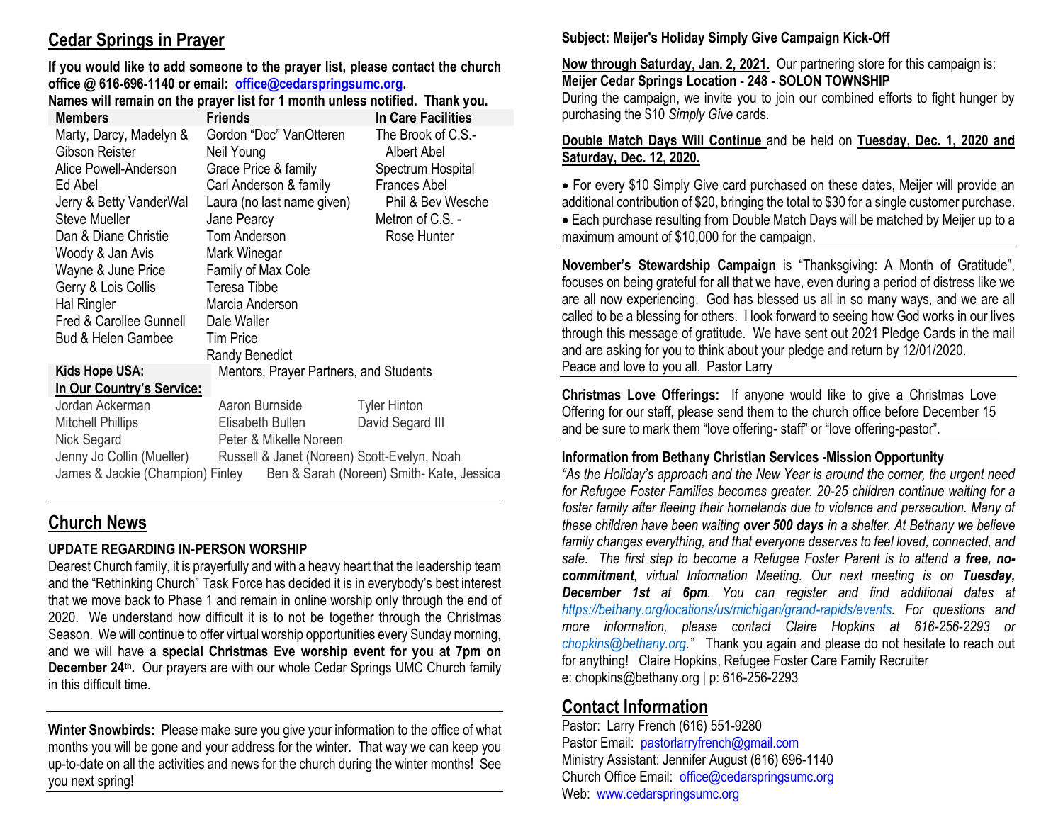## Cedar Springs in Prayer

**If you would like to add someone to the prayer list, please contact the church office @ 616-696-1140 or email: office@cedarspringsumc.org.**
**Names will remain on the prayer list for 1 month unless notified. Thank you.**

| Members | Friends | In Care Facilities |
|---|---|---|
| Marty, Darcy, Madelyn & Gibson Reister | Gordon "Doc" VanOtteren | The Brook of C.S.- Albert Abel |
| Alice Powell-Anderson | Neil Young | Spectrum Hospital |
| Ed Abel | Grace Price & family | Frances Abel |
| Jerry & Betty VanderWal | Carl Anderson & family | Phil & Bev Wesche |
| Steve Mueller | Laura (no last name given) | Metron of C.S. - Rose Hunter |
| Dan & Diane Christie | Jane Pearcy | |
| Woody & Jan Avis | Tom Anderson | |
| Wayne & June Price | Mark Winegar | |
| Gerry & Lois Collis | Family of Max Cole | |
| Hal Ringler | Teresa Tibbe | |
| Fred & Carollee Gunnell | Marcia Anderson | |
| Bud & Helen Gambee | Dale Waller | |
| | Tim Price | |
| | Randy Benedict | |

**Kids Hope USA:** Mentors, Prayer Partners, and Students

**In Our Country's Service:**

| | | |
|---|---|---|
| Jordan Ackerman | Aaron Burnside | Tyler Hinton |
| Mitchell Phillips | Elisabeth Bullen | David Segard III |
| Nick Segard | Peter & Mikelle Noreen | |
| Jenny Jo Collin (Mueller) | Russell & Janet (Noreen) Scott-Evelyn, Noah | |
| James & Jackie (Champion) Finley | Ben & Sarah (Noreen) Smith- Kate, Jessica | |

## Church News

### UPDATE REGARDING IN-PERSON WORSHIP

Dearest Church family, it is prayerfully and with a heavy heart that the leadership team and the "Rethinking Church" Task Force has decided it is in everybody's best interest that we move back to Phase 1 and remain in online worship only through the end of 2020. We understand how difficult it is to not be together through the Christmas Season. We will continue to offer virtual worship opportunities every Sunday morning, and we will have a **special Christmas Eve worship event for you at 7pm on December 24th.** Our prayers are with our whole Cedar Springs UMC Church family in this difficult time.

**Winter Snowbirds:** Please make sure you give your information to the office of what months you will be gone and your address for the winter. That way we can keep you up-to-date on all the activities and news for the church during the winter months! See you next spring!

**Subject: Meijer's Holiday Simply Give Campaign Kick-Off**

**Now through Saturday, Jan. 2, 2021.** Our partnering store for this campaign is:
**Meijer Cedar Springs Location - 248 - SOLON TOWNSHIP**
During the campaign, we invite you to join our combined efforts to fight hunger by purchasing the $10 *Simply Give* cards.

**Double Match Days Will Continue** and be held on **Tuesday, Dec. 1, 2020 and Saturday, Dec. 12, 2020.**

- For every $10 Simply Give card purchased on these dates, Meijer will provide an additional contribution of $20, bringing the total to $30 for a single customer purchase.
- Each purchase resulting from Double Match Days will be matched by Meijer up to a maximum amount of $10,000 for the campaign.

**November's Stewardship Campaign** is "Thanksgiving: A Month of Gratitude", focuses on being grateful for all that we have, even during a period of distress like we are all now experiencing. God has blessed us all in so many ways, and we are all called to be a blessing for others. I look forward to seeing how God works in our lives through this message of gratitude. We have sent out 2021 Pledge Cards in the mail and are asking for you to think about your pledge and return by 12/01/2020.
Peace and love to you all, Pastor Larry

**Christmas Love Offerings:** If anyone would like to give a Christmas Love Offering for our staff, please send them to the church office before December 15 and be sure to mark them "love offering- staff" or "love offering-pastor".

**Information from Bethany Christian Services -Mission Opportunity**

*"As the Holiday's approach and the New Year is around the corner, the urgent need for Refugee Foster Families becomes greater. 20-25 children continue waiting for a foster family after fleeing their homelands due to violence and persecution. Many of these children have been waiting **over 500 days** in a shelter. At Bethany we believe family changes everything, and that everyone deserves to feel loved, connected, and safe. The first step to become a Refugee Foster Parent is to attend a **free, no-commitment**, virtual Information Meeting. Our next meeting is on **Tuesday, December 1st** at **6pm**. You can register and find additional dates at https://bethany.org/locations/us/michigan/grand-rapids/events. For questions and more information, please contact Claire Hopkins at 616-256-2293 or chopkins@bethany.org."* Thank you again and please do not hesitate to reach out for anything! Claire Hopkins, Refugee Foster Care Family Recruiter
e: chopkins@bethany.org | p: 616-256-2293

## Contact Information

Pastor: Larry French (616) 551-9280
Pastor Email: pastorlarryfrench@gmail.com
Ministry Assistant: Jennifer August (616) 696-1140
Church Office Email: office@cedarspringsumc.org
Web: www.cedarspringsumc.org